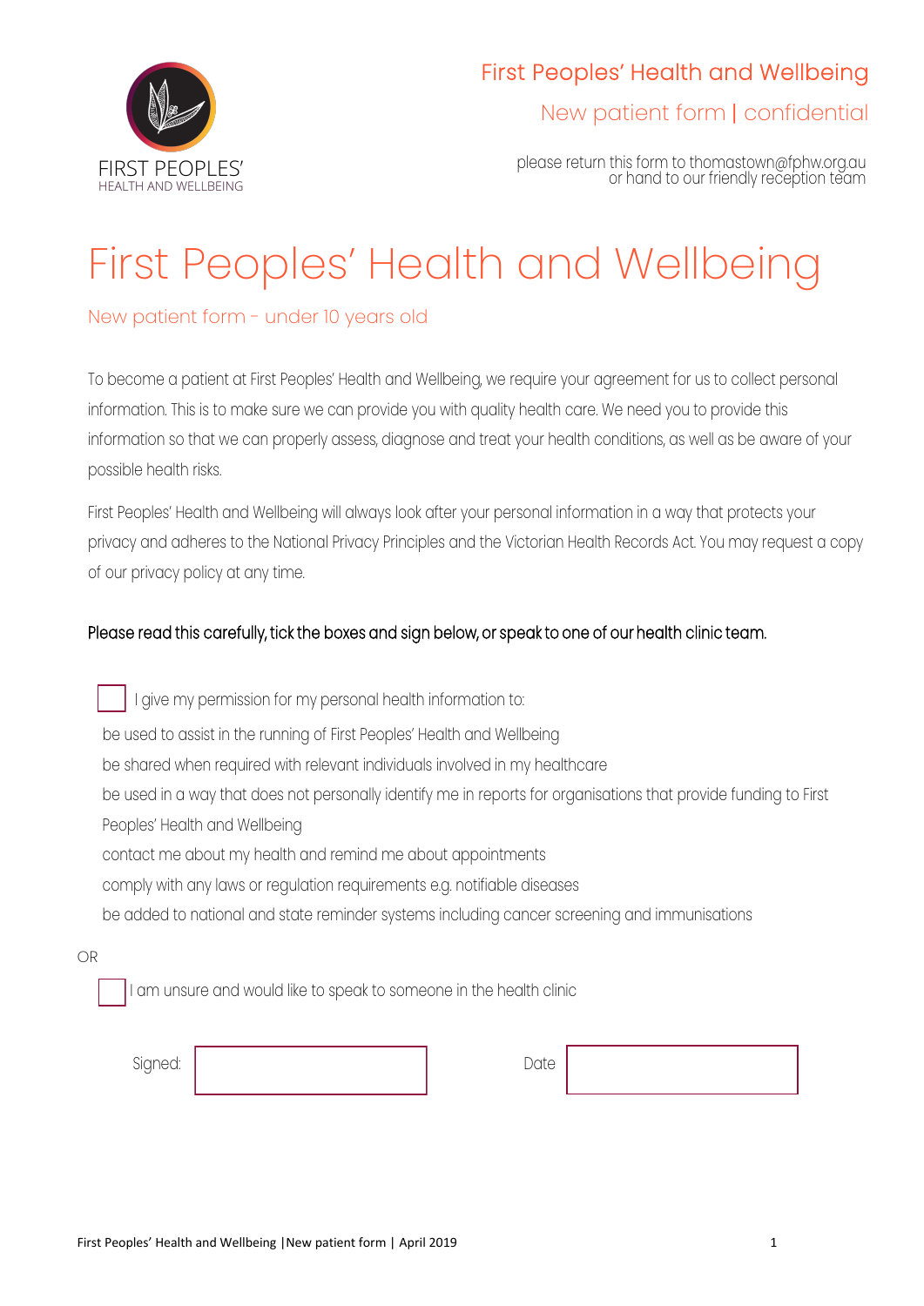FIRST PEOPLES'
HEALTH AND WELLBEING

First Peoples' Health and Wellbeing

New patient form | confidential

please return this form to thomastown@fphw.org.au
or hand to our friendly reception team

# First Peoples' Health and Wellbeing

## New patient form - under 10 years old

To become a patient at First Peoples' Health and Wellbeing, we require your agreement for us to collect personal information. This is to make sure we can provide you with quality health care. We need you to provide this information so that we can properly assess, diagnose and treat your health conditions, as well as be aware of your possible health risks.

First Peoples' Health and Wellbeing will always look after your personal information in a way that protects your privacy and adheres to the National Privacy Principles and the Victorian Health Records Act. You may request a copy of our privacy policy at any time.

Please read this carefully, tick the boxes and sign below, or speak to one of our health clinic team.

☐ I give my permission for my personal health information to:

be used to assist in the running of First Peoples' Health and Wellbeing
be shared when required with relevant individuals involved in my healthcare
be used in a way that does not personally identify me in reports for organisations that provide funding to First Peoples' Health and Wellbeing
contact me about my health and remind me about appointments
comply with any laws or regulation requirements e.g. notifiable diseases
be added to national and state reminder systems including cancer screening and immunisations

OR

☐ I am unsure and would like to speak to someone in the health clinic

Signed: ____________________ Date ____________________

First Peoples' Health and Wellbeing | New patient form | April 2019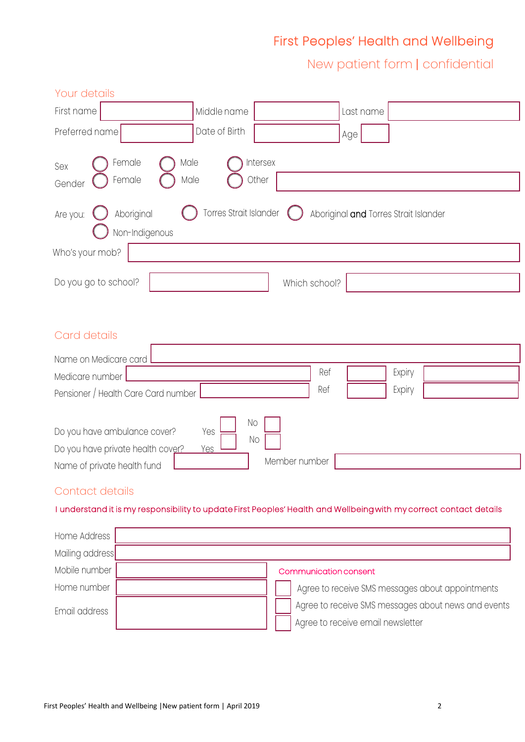# First Peoples' Health and Wellbeing

## New patient form | confidential

### Your details

First name: ________ Middle name: ________ Last name: ________

Preferred name: ________ Date of Birth: ________ Age: ________

Sex: ○ Female ○ Male ○ Intersex

Gender: ○ Female ○ Male ○ Other ________

Are you: ○ Aboriginal ○ Torres Strait Islander ○ Aboriginal **and** Torres Strait Islander ○ Non-Indigenous

Who's your mob? ________

Do you go to school? ________ Which school? ________

### Card details

Name on Medicare card: ________

Medicare number: ________ Ref: ________ Expiry: ________

Pensioner / Health Care Card number: ________ Ref: ________ Expiry: ________

Do you have ambulance cover? Yes ☐ No ☐

Do you have private health cover? Yes ☐ No ☐

Name of private health fund: ________ Member number: ________

### Contact details

I understand it is my responsibility to update First Peoples' Health and Wellbeing with my correct contact details

Home Address: ________

Mailing address: ________

Mobile number: ________

Home number: ________

Email address: ________

**Communication consent**

☐ Agree to receive SMS messages about appointments

☐ Agree to receive SMS messages about news and events

☐ Agree to receive email newsletter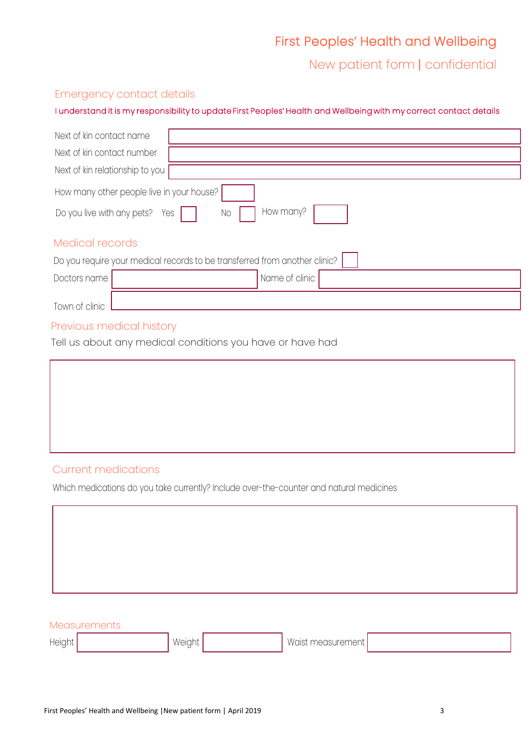# First Peoples' Health and Wellbeing

## New patient form | confidential

### Emergency contact details

I understand it is my responsibility to update First Peoples' Health and Wellbeing with my correct contact details

Next of kin contact name

Next of kin contact number

Next of kin relationship to you

How many other people live in your house?

Do you live with any pets? Yes ☐ No ☐ How many?

### Medical records

Do you require your medical records to be transferred from another clinic? ☐

Doctors name | Name of clinic

Town of clinic

### Previous medical history

Tell us about any medical conditions you have or have had

### Current medications

Which medications do you take currently? Include over-the-counter and natural medicines

### Measurements

Height | Weight | Waist measurement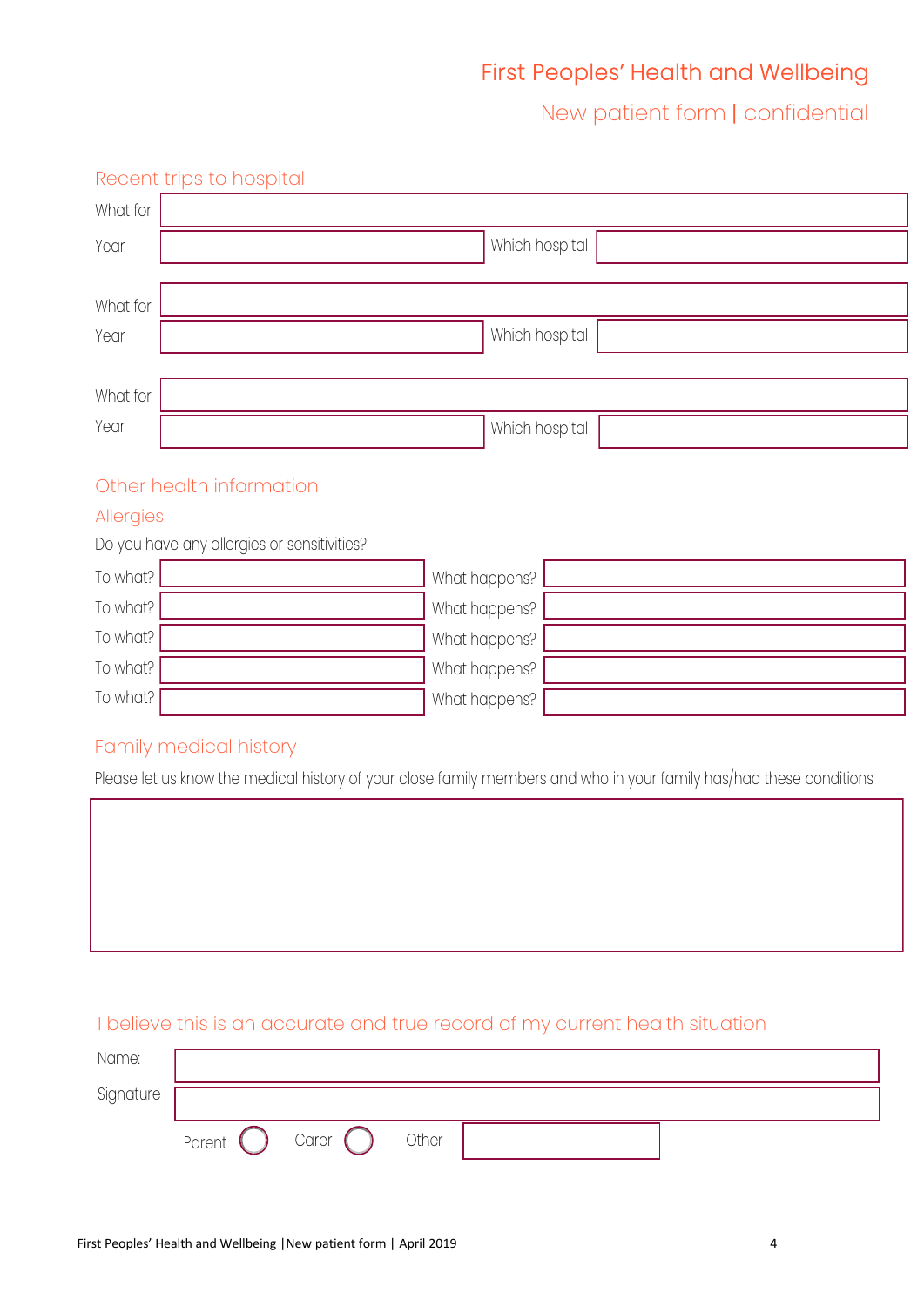First Peoples' Health and Wellbeing

New patient form | confidential

## Recent trips to hospital

| | | | |
|---|---|---|---|
| What for | | | |
| Year | | Which hospital | |

| | | | |
|---|---|---|---|
| What for | | | |
| Year | | Which hospital | |

| | | | |
|---|---|---|---|
| What for | | | |
| Year | | Which hospital | |

## Other health information

### Allergies

Do you have any allergies or sensitivities?

| | | | |
|---|---|---|---|
| To what? | | What happens? | |
| To what? | | What happens? | |
| To what? | | What happens? | |
| To what? | | What happens? | |
| To what? | | What happens? | |

## Family medical history

Please let us know the medical history of your close family members and who in your family has/had these conditions

## I believe this is an accurate and true record of my current health situation

Name:

Signature

Parent ◯ Carer ◯ Other